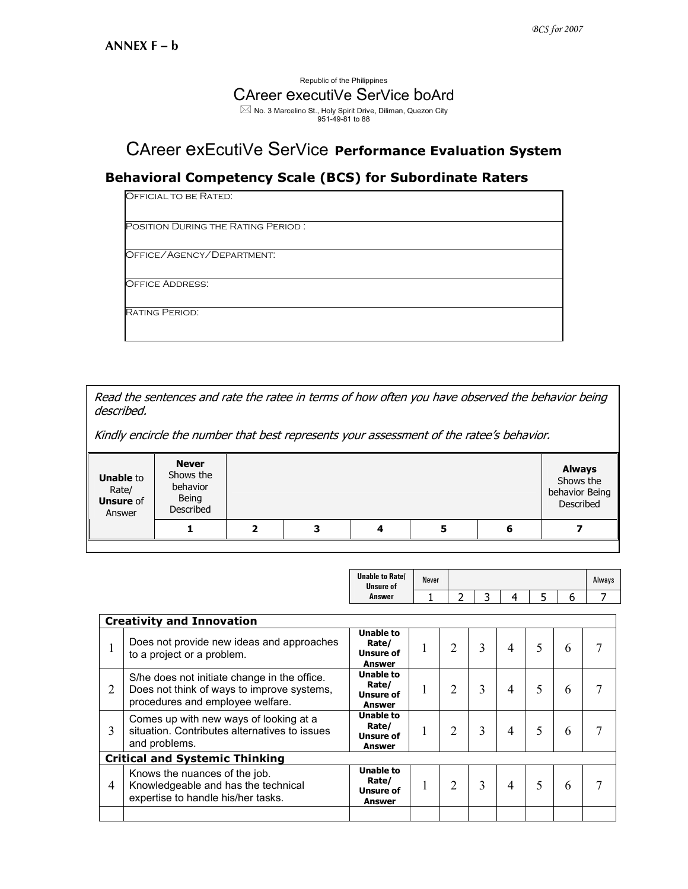**ANNEX F – b**

Republic of the Philippines

CAreer executiVe SerVice boArd

✉ No. 3 Marcelino St., Holy Spirit Drive, Diliman, Quezon City
951-49-81 to 88

# CAreer exEcutiVe SerVice **Performance Evaluation System**

## Behavioral Competency Scale (BCS) for Subordinate Raters

| OFFICIAL TO BE RATED: |
|---|
| POSITION DURING THE RATING PERIOD : |
| OFFICE/AGENCY/DEPARTMENT: |
| OFFICE ADDRESS: |
| RATING PERIOD: |

*Read the sentences and rate the ratee in terms of how often you have observed the behavior being described.*

*Kindly encircle the number that best represents your assessment of the ratee's behavior.*

| **Unable** to Rate/ **Unsure** of Answer | **Never** Shows the behavior Being Described | | | | | **Always** Shows the behavior Being Described |
|---|---|---|---|---|---|---|
| | **1** | **2** | **3** | **4** | **5** | **6** | **7** |

| | | Unable to Rate/ Unsure of Answer | Never 1 | 2 | 3 | 4 | 5 | 6 | Always 7 |
|---|---|---|---|---|---|---|---|---|---|
| **Creativity and Innovation** | | | | | | | | | |
| 1 | Does not provide new ideas and approaches to a project or a problem. | **Unable to Rate/ Unsure of Answer** | 1 | 2 | 3 | 4 | 5 | 6 | 7 |
| 2 | S/he does not initiate change in the office. Does not think of ways to improve systems, procedures and employee welfare. | **Unable to Rate/ Unsure of Answer** | 1 | 2 | 3 | 4 | 5 | 6 | 7 |
| 3 | Comes up with new ways of looking at a situation. Contributes alternatives to issues and problems. | **Unable to Rate/ Unsure of Answer** | 1 | 2 | 3 | 4 | 5 | 6 | 7 |
| **Critical and Systemic Thinking** | | | | | | | | | |
| 4 | Knows the nuances of the job. Knowledgeable and has the technical expertise to handle his/her tasks. | **Unable to Rate/ Unsure of Answer** | 1 | 2 | 3 | 4 | 5 | 6 | 7 |
| | | | | | | | | | |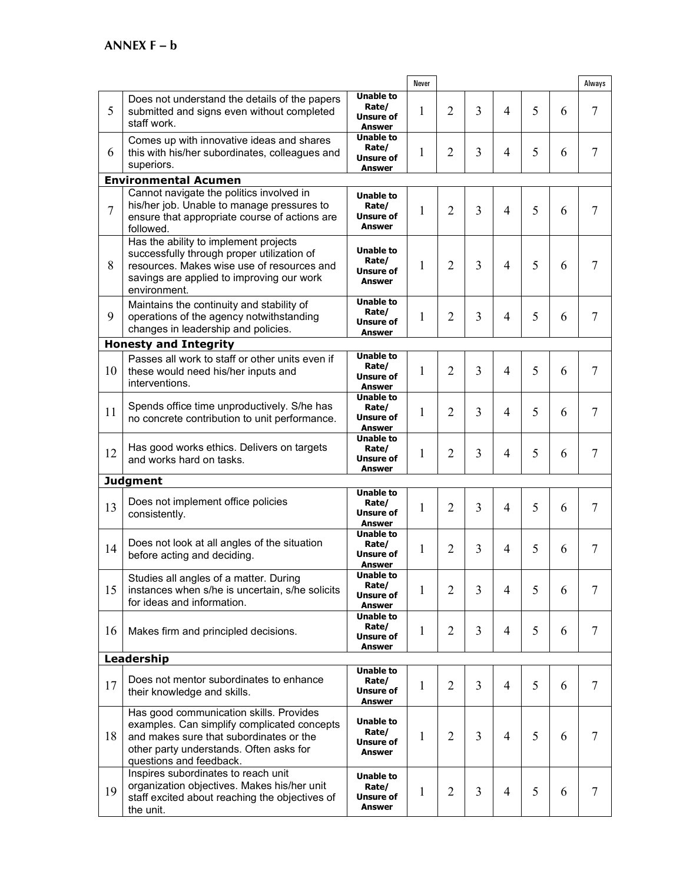## ANNEX F – b

| | | | Never | | | | | | Always |
|---|---|---|---|---|---|---|---|---|---|
| 5 | Does not understand the details of the papers submitted and signs even without completed staff work. | **Unable to Rate/ Unsure of Answer** | 1 | 2 | 3 | 4 | 5 | 6 | 7 |
| 6 | Comes up with innovative ideas and shares this with his/her subordinates, colleagues and superiors. | **Unable to Rate/ Unsure of Answer** | 1 | 2 | 3 | 4 | 5 | 6 | 7 |
| **Environmental Acumen** | | | | | | | | | |
| 7 | Cannot navigate the politics involved in his/her job. Unable to manage pressures to ensure that appropriate course of actions are followed. | **Unable to Rate/ Unsure of Answer** | 1 | 2 | 3 | 4 | 5 | 6 | 7 |
| 8 | Has the ability to implement projects successfully through proper utilization of resources. Makes wise use of resources and savings are applied to improving our work environment. | **Unable to Rate/ Unsure of Answer** | 1 | 2 | 3 | 4 | 5 | 6 | 7 |
| 9 | Maintains the continuity and stability of operations of the agency notwithstanding changes in leadership and policies. | **Unable to Rate/ Unsure of Answer** | 1 | 2 | 3 | 4 | 5 | 6 | 7 |
| **Honesty and Integrity** | | | | | | | | | |
| 10 | Passes all work to staff or other units even if these would need his/her inputs and interventions. | **Unable to Rate/ Unsure of Answer** | 1 | 2 | 3 | 4 | 5 | 6 | 7 |
| 11 | Spends office time unproductively. S/he has no concrete contribution to unit performance. | **Unable to Rate/ Unsure of Answer** | 1 | 2 | 3 | 4 | 5 | 6 | 7 |
| 12 | Has good works ethics. Delivers on targets and works hard on tasks. | **Unable to Rate/ Unsure of Answer** | 1 | 2 | 3 | 4 | 5 | 6 | 7 |
| **Judgment** | | | | | | | | | |
| 13 | Does not implement office policies consistently. | **Unable to Rate/ Unsure of Answer** | 1 | 2 | 3 | 4 | 5 | 6 | 7 |
| 14 | Does not look at all angles of the situation before acting and deciding. | **Unable to Rate/ Unsure of Answer** | 1 | 2 | 3 | 4 | 5 | 6 | 7 |
| 15 | Studies all angles of a matter. During instances when s/he is uncertain, s/he solicits for ideas and information. | **Unable to Rate/ Unsure of Answer** | 1 | 2 | 3 | 4 | 5 | 6 | 7 |
| 16 | Makes firm and principled decisions. | **Unable to Rate/ Unsure of Answer** | 1 | 2 | 3 | 4 | 5 | 6 | 7 |
| **Leadership** | | | | | | | | | |
| 17 | Does not mentor subordinates to enhance their knowledge and skills. | **Unable to Rate/ Unsure of Answer** | 1 | 2 | 3 | 4 | 5 | 6 | 7 |
| 18 | Has good communication skills. Provides examples. Can simplify complicated concepts and makes sure that subordinates or the other party understands. Often asks for questions and feedback. | **Unable to Rate/ Unsure of Answer** | 1 | 2 | 3 | 4 | 5 | 6 | 7 |
| 19 | Inspires subordinates to reach unit organization objectives. Makes his/her unit staff excited about reaching the objectives of the unit. | **Unable to Rate/ Unsure of Answer** | 1 | 2 | 3 | 4 | 5 | 6 | 7 |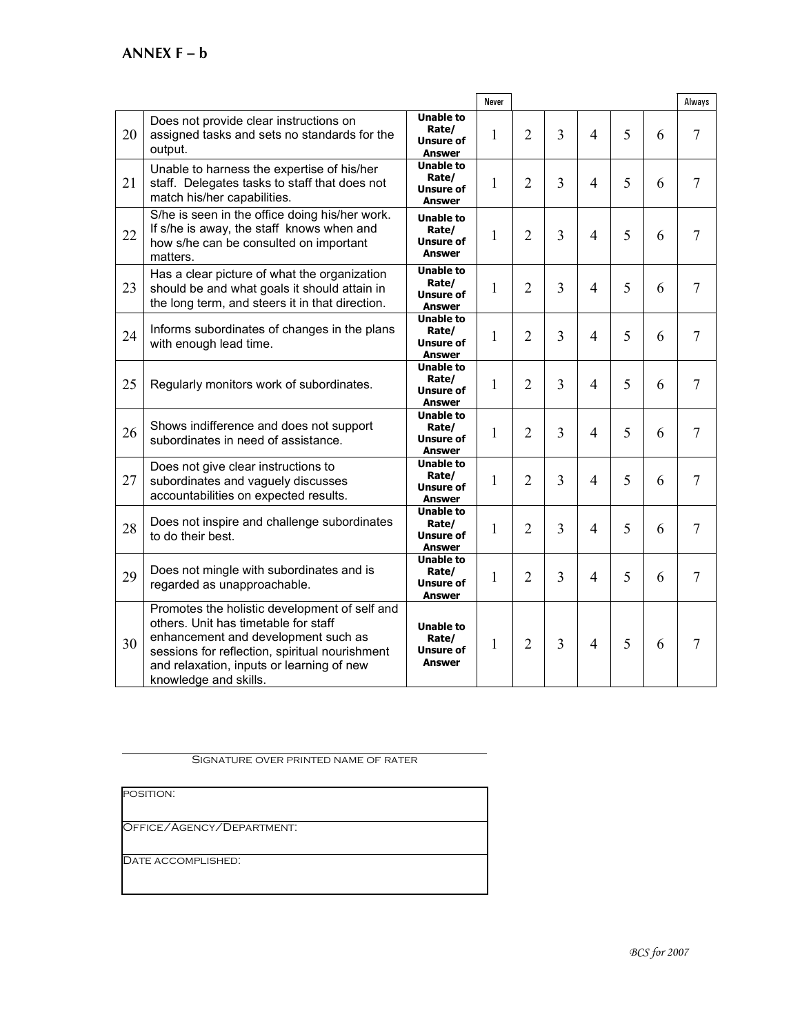## ANNEX F – b

| | | | Never | | | | | | Always |
|---|---|---|---|---|---|---|---|---|---|
| 20 | Does not provide clear instructions on assigned tasks and sets no standards for the output. | **Unable to Rate/ Unsure of Answer** | 1 | 2 | 3 | 4 | 5 | 6 | 7 |
| 21 | Unable to harness the expertise of his/her staff. Delegates tasks to staff that does not match his/her capabilities. | **Unable to Rate/ Unsure of Answer** | 1 | 2 | 3 | 4 | 5 | 6 | 7 |
| 22 | S/he is seen in the office doing his/her work. If s/he is away, the staff knows when and how s/he can be consulted on important matters. | **Unable to Rate/ Unsure of Answer** | 1 | 2 | 3 | 4 | 5 | 6 | 7 |
| 23 | Has a clear picture of what the organization should be and what goals it should attain in the long term, and steers it in that direction. | **Unable to Rate/ Unsure of Answer** | 1 | 2 | 3 | 4 | 5 | 6 | 7 |
| 24 | Informs subordinates of changes in the plans with enough lead time. | **Unable to Rate/ Unsure of Answer** | 1 | 2 | 3 | 4 | 5 | 6 | 7 |
| 25 | Regularly monitors work of subordinates. | **Unable to Rate/ Unsure of Answer** | 1 | 2 | 3 | 4 | 5 | 6 | 7 |
| 26 | Shows indifference and does not support subordinates in need of assistance. | **Unable to Rate/ Unsure of Answer** | 1 | 2 | 3 | 4 | 5 | 6 | 7 |
| 27 | Does not give clear instructions to subordinates and vaguely discusses accountabilities on expected results. | **Unable to Rate/ Unsure of Answer** | 1 | 2 | 3 | 4 | 5 | 6 | 7 |
| 28 | Does not inspire and challenge subordinates to do their best. | **Unable to Rate/ Unsure of Answer** | 1 | 2 | 3 | 4 | 5 | 6 | 7 |
| 29 | Does not mingle with subordinates and is regarded as unapproachable. | **Unable to Rate/ Unsure of Answer** | 1 | 2 | 3 | 4 | 5 | 6 | 7 |
| 30 | Promotes the holistic development of self and others. Unit has timetable for staff enhancement and development such as sessions for reflection, spiritual nourishment and relaxation, inputs or learning of new knowledge and skills. | **Unable to Rate/ Unsure of Answer** | 1 | 2 | 3 | 4 | 5 | 6 | 7 |

______________________________________
Signature over printed name of rater

| |
|---|
| Position: |
| Office/Agency/Department: |
| Date accomplished: |

*BCS for 2007*